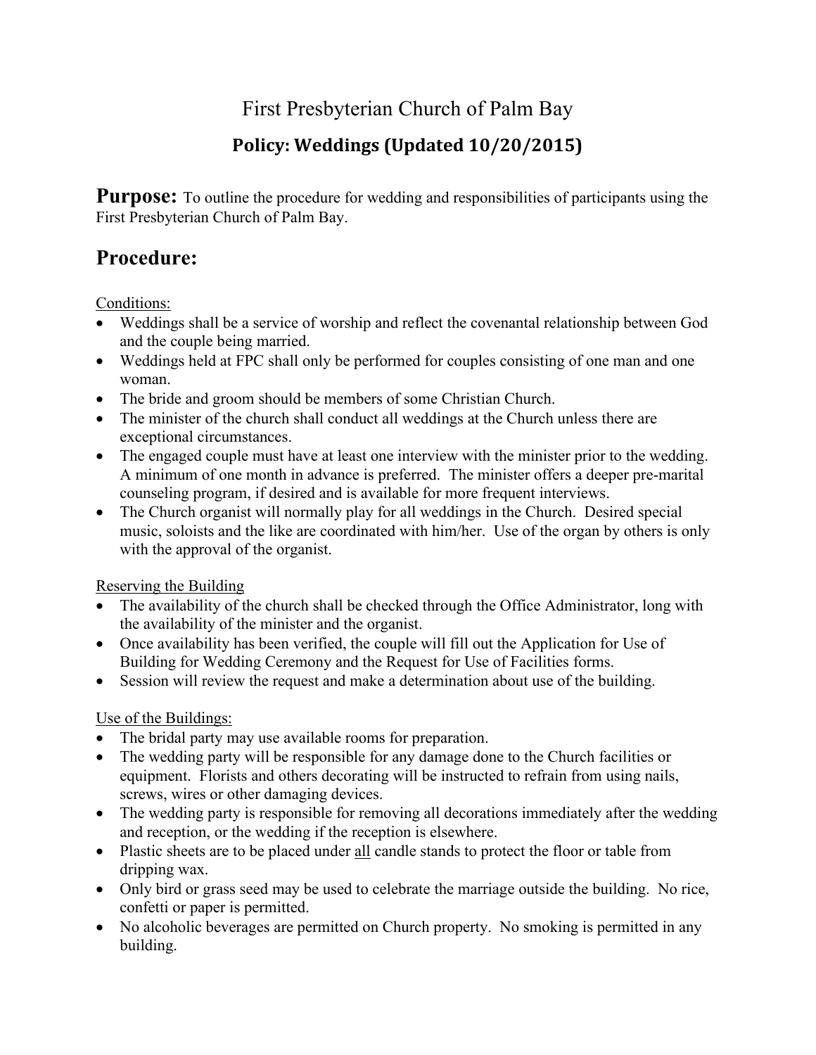# First Presbyterian Church of Palm Bay

## Policy: Weddings (Updated 10/20/2015)

**Purpose:** To outline the procedure for wedding and responsibilities of participants using the First Presbyterian Church of Palm Bay.

## Procedure:

Conditions:

- Weddings shall be a service of worship and reflect the covenantal relationship between God and the couple being married.
- Weddings held at FPC shall only be performed for couples consisting of one man and one woman.
- The bride and groom should be members of some Christian Church.
- The minister of the church shall conduct all weddings at the Church unless there are exceptional circumstances.
- The engaged couple must have at least one interview with the minister prior to the wedding. A minimum of one month in advance is preferred. The minister offers a deeper pre-marital counseling program, if desired and is available for more frequent interviews.
- The Church organist will normally play for all weddings in the Church. Desired special music, soloists and the like are coordinated with him/her. Use of the organ by others is only with the approval of the organist.

Reserving the Building

- The availability of the church shall be checked through the Office Administrator, long with the availability of the minister and the organist.
- Once availability has been verified, the couple will fill out the Application for Use of Building for Wedding Ceremony and the Request for Use of Facilities forms.
- Session will review the request and make a determination about use of the building.

Use of the Buildings:

- The bridal party may use available rooms for preparation.
- The wedding party will be responsible for any damage done to the Church facilities or equipment. Florists and others decorating will be instructed to refrain from using nails, screws, wires or other damaging devices.
- The wedding party is responsible for removing all decorations immediately after the wedding and reception, or the wedding if the reception is elsewhere.
- Plastic sheets are to be placed under all candle stands to protect the floor or table from dripping wax.
- Only bird or grass seed may be used to celebrate the marriage outside the building. No rice, confetti or paper is permitted.
- No alcoholic beverages are permitted on Church property. No smoking is permitted in any building.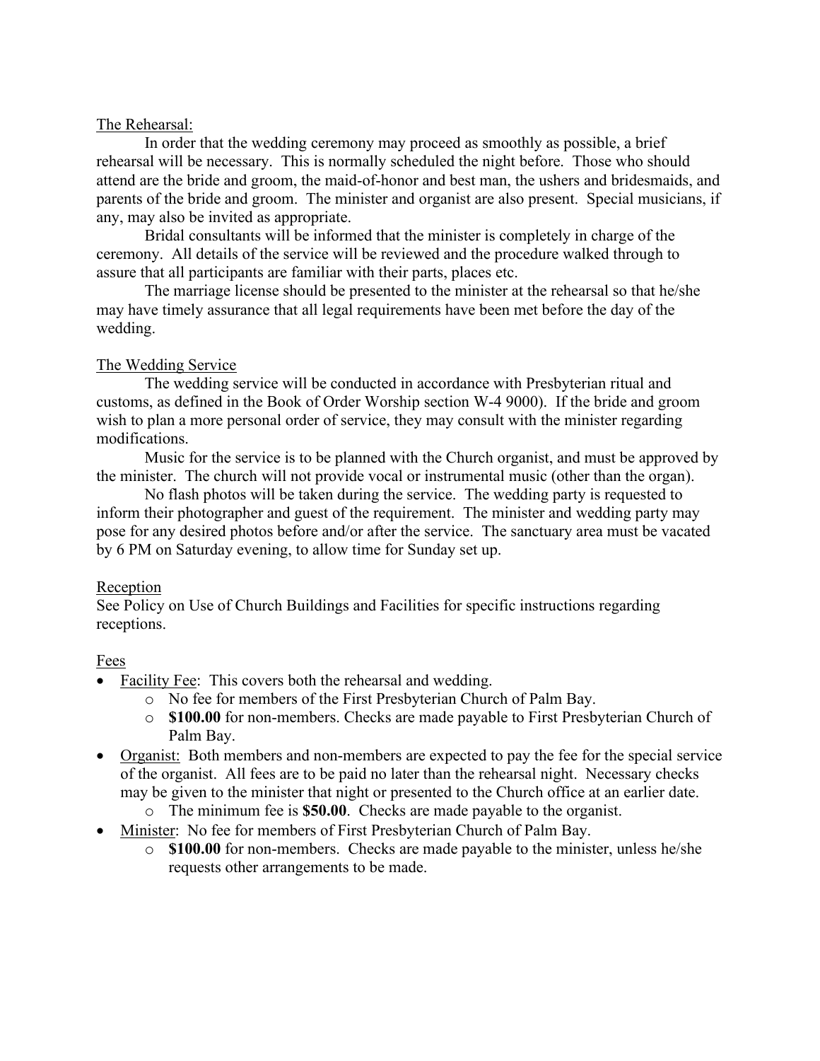## The Rehearsal:

In order that the wedding ceremony may proceed as smoothly as possible, a brief rehearsal will be necessary. This is normally scheduled the night before. Those who should attend are the bride and groom, the maid-of-honor and best man, the ushers and bridesmaids, and parents of the bride and groom. The minister and organist are also present. Special musicians, if any, may also be invited as appropriate.

Bridal consultants will be informed that the minister is completely in charge of the ceremony. All details of the service will be reviewed and the procedure walked through to assure that all participants are familiar with their parts, places etc.

The marriage license should be presented to the minister at the rehearsal so that he/she may have timely assurance that all legal requirements have been met before the day of the wedding.

## The Wedding Service

The wedding service will be conducted in accordance with Presbyterian ritual and customs, as defined in the Book of Order Worship section W-4 9000). If the bride and groom wish to plan a more personal order of service, they may consult with the minister regarding modifications.

Music for the service is to be planned with the Church organist, and must be approved by the minister. The church will not provide vocal or instrumental music (other than the organ).

No flash photos will be taken during the service. The wedding party is requested to inform their photographer and guest of the requirement. The minister and wedding party may pose for any desired photos before and/or after the service. The sanctuary area must be vacated by 6 PM on Saturday evening, to allow time for Sunday set up.

## Reception

See Policy on Use of Church Buildings and Facilities for specific instructions regarding receptions.

## Fees

- Facility Fee: This covers both the rehearsal and wedding.
  - No fee for members of the First Presbyterian Church of Palm Bay.
  - **$100.00** for non-members. Checks are made payable to First Presbyterian Church of Palm Bay.
- Organist: Both members and non-members are expected to pay the fee for the special service of the organist. All fees are to be paid no later than the rehearsal night. Necessary checks may be given to the minister that night or presented to the Church office at an earlier date.
  - The minimum fee is **$50.00**. Checks are made payable to the organist.
- Minister: No fee for members of First Presbyterian Church of Palm Bay.
  - **$100.00** for non-members. Checks are made payable to the minister, unless he/she requests other arrangements to be made.